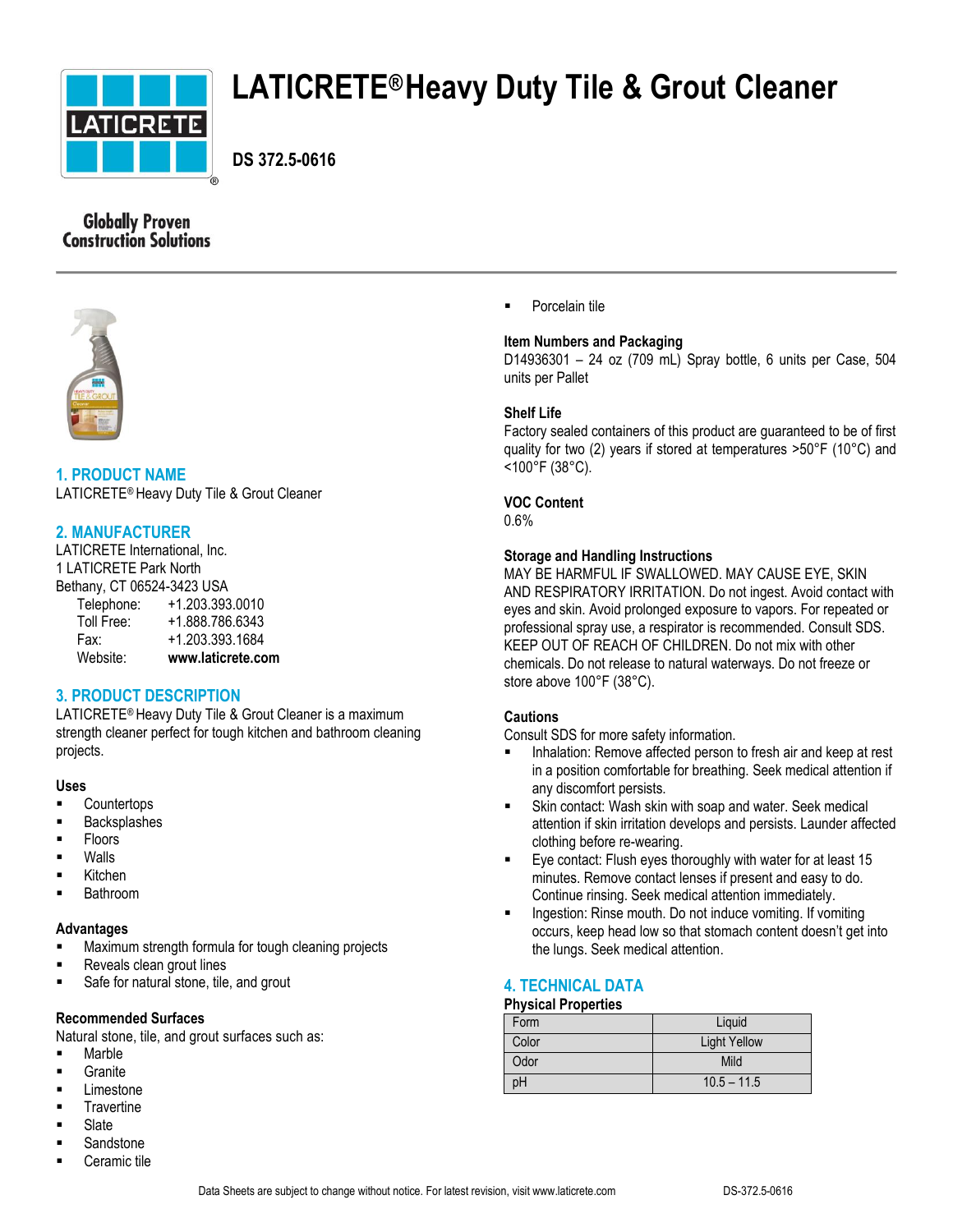# LATICRETE® Heavy Duty Tile & Grout Cleaner

**DS 372.5-0616**

Globally Proven
Construction Solutions

## 1. PRODUCT NAME

LATICRETE® Heavy Duty Tile & Grout Cleaner

## 2. MANUFACTURER

LATICRETE International, Inc.
1 LATICRETE Park North
Bethany, CT 06524-3423 USA

| | |
|---|---|
| Telephone: | +1.203.393.0010 |
| Toll Free: | +1.888.786.6343 |
| Fax: | +1.203.393.1684 |
| Website: | **www.laticrete.com** |

## 3. PRODUCT DESCRIPTION

LATICRETE® Heavy Duty Tile & Grout Cleaner is a maximum strength cleaner perfect for tough kitchen and bathroom cleaning projects.

### Uses

- Countertops
- Backsplashes
- Floors
- Walls
- Kitchen
- Bathroom

### Advantages

- Maximum strength formula for tough cleaning projects
- Reveals clean grout lines
- Safe for natural stone, tile, and grout

### Recommended Surfaces

Natural stone, tile, and grout surfaces such as:

- Marble
- Granite
- Limestone
- Travertine
- Slate
- Sandstone
- Ceramic tile
- Porcelain tile

### Item Numbers and Packaging

D14936301 – 24 oz (709 mL) Spray bottle, 6 units per Case, 504 units per Pallet

### Shelf Life

Factory sealed containers of this product are guaranteed to be of first quality for two (2) years if stored at temperatures >50°F (10°C) and <100°F (38°C).

### VOC Content

0.6%

### Storage and Handling Instructions

MAY BE HARMFUL IF SWALLOWED. MAY CAUSE EYE, SKIN AND RESPIRATORY IRRITATION. Do not ingest. Avoid contact with eyes and skin. Avoid prolonged exposure to vapors. For repeated or professional spray use, a respirator is recommended. Consult SDS. KEEP OUT OF REACH OF CHILDREN. Do not mix with other chemicals. Do not release to natural waterways. Do not freeze or store above 100°F (38°C).

### Cautions

Consult SDS for more safety information.

- Inhalation: Remove affected person to fresh air and keep at rest in a position comfortable for breathing. Seek medical attention if any discomfort persists.
- Skin contact: Wash skin with soap and water. Seek medical attention if skin irritation develops and persists. Launder affected clothing before re-wearing.
- Eye contact: Flush eyes thoroughly with water for at least 15 minutes. Remove contact lenses if present and easy to do. Continue rinsing. Seek medical attention immediately.
- Ingestion: Rinse mouth. Do not induce vomiting. If vomiting occurs, keep head low so that stomach content doesn't get into the lungs. Seek medical attention.

## 4. TECHNICAL DATA

### Physical Properties

| Property | Value |
|---|---|
| Form | Liquid |
| Color | Light Yellow |
| Odor | Mild |
| pH | 10.5 – 11.5 |

Data Sheets are subject to change without notice. For latest revision, visit www.laticrete.com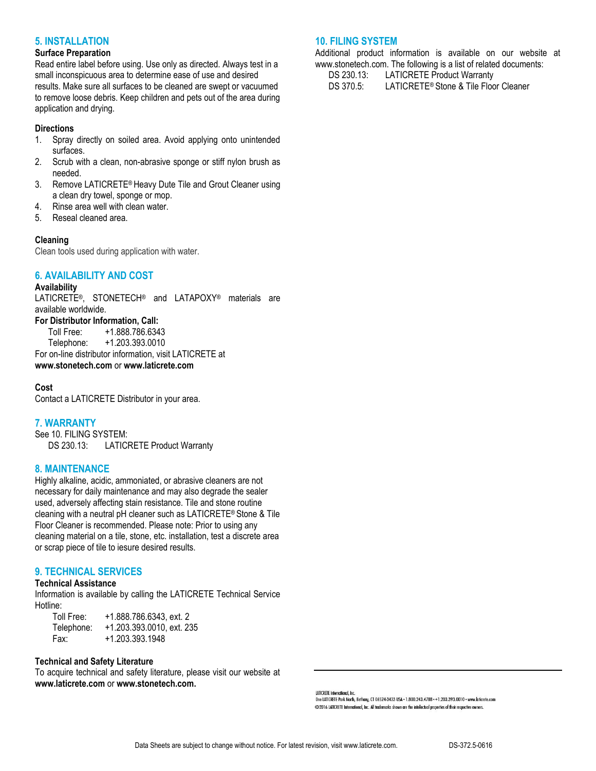## 5. INSTALLATION

**Surface Preparation**

Read entire label before using. Use only as directed. Always test in a small inconspicuous area to determine ease of use and desired results. Make sure all surfaces to be cleaned are swept or vacuumed to remove loose debris. Keep children and pets out of the area during application and drying.

**Directions**

1. Spray directly on soiled area. Avoid applying onto unintended surfaces.
2. Scrub with a clean, non-abrasive sponge or stiff nylon brush as needed.
3. Remove LATICRETE® Heavy Dute Tile and Grout Cleaner using a clean dry towel, sponge or mop.
4. Rinse area well with clean water.
5. Reseal cleaned area.

**Cleaning**

Clean tools used during application with water.

## 6. AVAILABILITY AND COST

**Availability**

LATICRETE®, STONETECH® and LATAPOXY® materials are available worldwide.

**For Distributor Information, Call:**

Toll Free: +1.888.786.6343
Telephone: +1.203.393.0010

For on-line distributor information, visit LATICRETE at **www.stonetech.com** or **www.laticrete.com**

**Cost**

Contact a LATICRETE Distributor in your area.

## 7. WARRANTY

See 10. FILING SYSTEM:
DS 230.13: LATICRETE Product Warranty

## 8. MAINTENANCE

Highly alkaline, acidic, ammoniated, or abrasive cleaners are not necessary for daily maintenance and may also degrade the sealer used, adversely affecting stain resistance. Tile and stone routine cleaning with a neutral pH cleaner such as LATICRETE® Stone & Tile Floor Cleaner is recommended. Please note: Prior to using any cleaning material on a tile, stone, etc. installation, test a discrete area or scrap piece of tile to iesure desired results.

## 9. TECHNICAL SERVICES

**Technical Assistance**

Information is available by calling the LATICRETE Technical Service Hotline:

Toll Free: +1.888.786.6343, ext. 2
Telephone: +1.203.393.0010, ext. 235
Fax: +1.203.393.1948

**Technical and Safety Literature**

To acquire technical and safety literature, please visit our website at **www.laticrete.com** or **www.stonetech.com.**

## 10. FILING SYSTEM

Additional product information is available on our website at www.stonetech.com. The following is a list of related documents:

DS 230.13: LATICRETE Product Warranty
DS 370.5: LATICRETE® Stone & Tile Floor Cleaner

LATICRETE International, Inc.
One LATICRETE Park North, Bethany, CT 06524-3423 USA • 1.800.243.4788 • +1.203.393.0010 • www.laticrete.com
©2016 LATICRETE International, Inc. All trademarks shown are the intellectual properties of their respective owners.

Data Sheets are subject to change without notice. For latest revision, visit www.laticrete.com. DS-372.5-0616